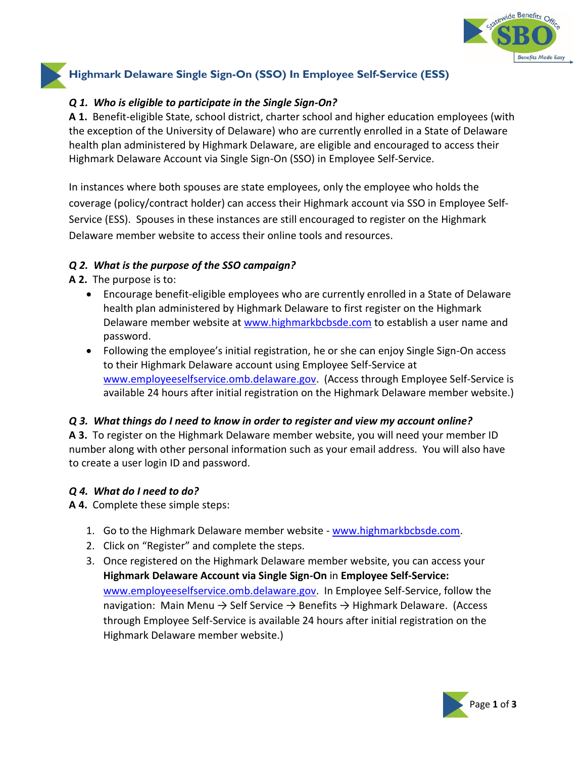# Highmark Delaware Single Sign-On (SSO) In Employee Self-Service (ESS)

***Q 1. Who is eligible to participate in the Single Sign-On?***

**A 1.** Benefit-eligible State, school district, charter school and higher education employees (with the exception of the University of Delaware) who are currently enrolled in a State of Delaware health plan administered by Highmark Delaware, are eligible and encouraged to access their Highmark Delaware Account via Single Sign-On (SSO) in Employee Self-Service.

In instances where both spouses are state employees, only the employee who holds the coverage (policy/contract holder) can access their Highmark account via SSO in Employee Self-Service (ESS). Spouses in these instances are still encouraged to register on the Highmark Delaware member website to access their online tools and resources.

***Q 2. What is the purpose of the SSO campaign?***

**A 2.** The purpose is to:

- Encourage benefit-eligible employees who are currently enrolled in a State of Delaware health plan administered by Highmark Delaware to first register on the Highmark Delaware member website at www.highmarkbcbsde.com to establish a user name and password.
- Following the employee's initial registration, he or she can enjoy Single Sign-On access to their Highmark Delaware account using Employee Self-Service at www.employeeselfservice.omb.delaware.gov. (Access through Employee Self-Service is available 24 hours after initial registration on the Highmark Delaware member website.)

***Q 3. What things do I need to know in order to register and view my account online?***

**A 3.** To register on the Highmark Delaware member website, you will need your member ID number along with other personal information such as your email address. You will also have to create a user login ID and password.

***Q 4. What do I need to do?***

**A 4.** Complete these simple steps:

1. Go to the Highmark Delaware member website - www.highmarkbcbsde.com.
2. Click on "Register" and complete the steps.
3. Once registered on the Highmark Delaware member website, you can access your **Highmark Delaware Account via Single Sign-On** in **Employee Self-Service:** www.employeeselfservice.omb.delaware.gov. In Employee Self-Service, follow the navigation: Main Menu → Self Service → Benefits → Highmark Delaware. (Access through Employee Self-Service is available 24 hours after initial registration on the Highmark Delaware member website.)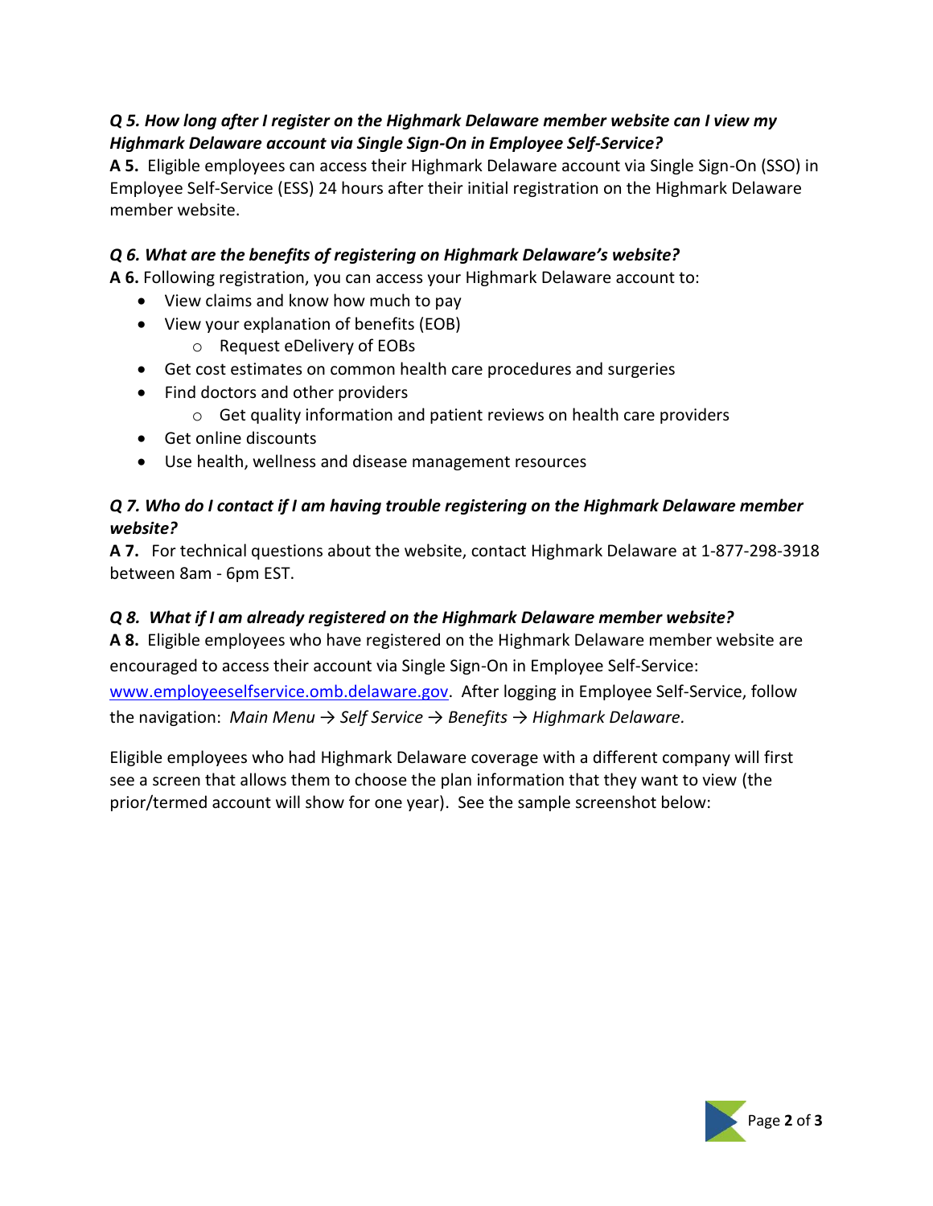***Q 5. How long after I register on the Highmark Delaware member website can I view my Highmark Delaware account via Single Sign-On in Employee Self-Service?***

**A 5.** Eligible employees can access their Highmark Delaware account via Single Sign-On (SSO) in Employee Self-Service (ESS) 24 hours after their initial registration on the Highmark Delaware member website.

***Q 6. What are the benefits of registering on Highmark Delaware's website?***

**A 6.** Following registration, you can access your Highmark Delaware account to:

- View claims and know how much to pay
- View your explanation of benefits (EOB)
  - Request eDelivery of EOBs
- Get cost estimates on common health care procedures and surgeries
- Find doctors and other providers
  - Get quality information and patient reviews on health care providers
- Get online discounts
- Use health, wellness and disease management resources

***Q 7. Who do I contact if I am having trouble registering on the Highmark Delaware member website?***

**A 7.** For technical questions about the website, contact Highmark Delaware at 1-877-298-3918 between 8am - 6pm EST.

***Q 8. What if I am already registered on the Highmark Delaware member website?***

**A 8.** Eligible employees who have registered on the Highmark Delaware member website are encouraged to access their account via Single Sign-On in Employee Self-Service: www.employeeselfservice.omb.delaware.gov. After logging in Employee Self-Service, follow the navigation: *Main Menu → Self Service → Benefits → Highmark Delaware.*

Eligible employees who had Highmark Delaware coverage with a different company will first see a screen that allows them to choose the plan information that they want to view (the prior/termed account will show for one year). See the sample screenshot below: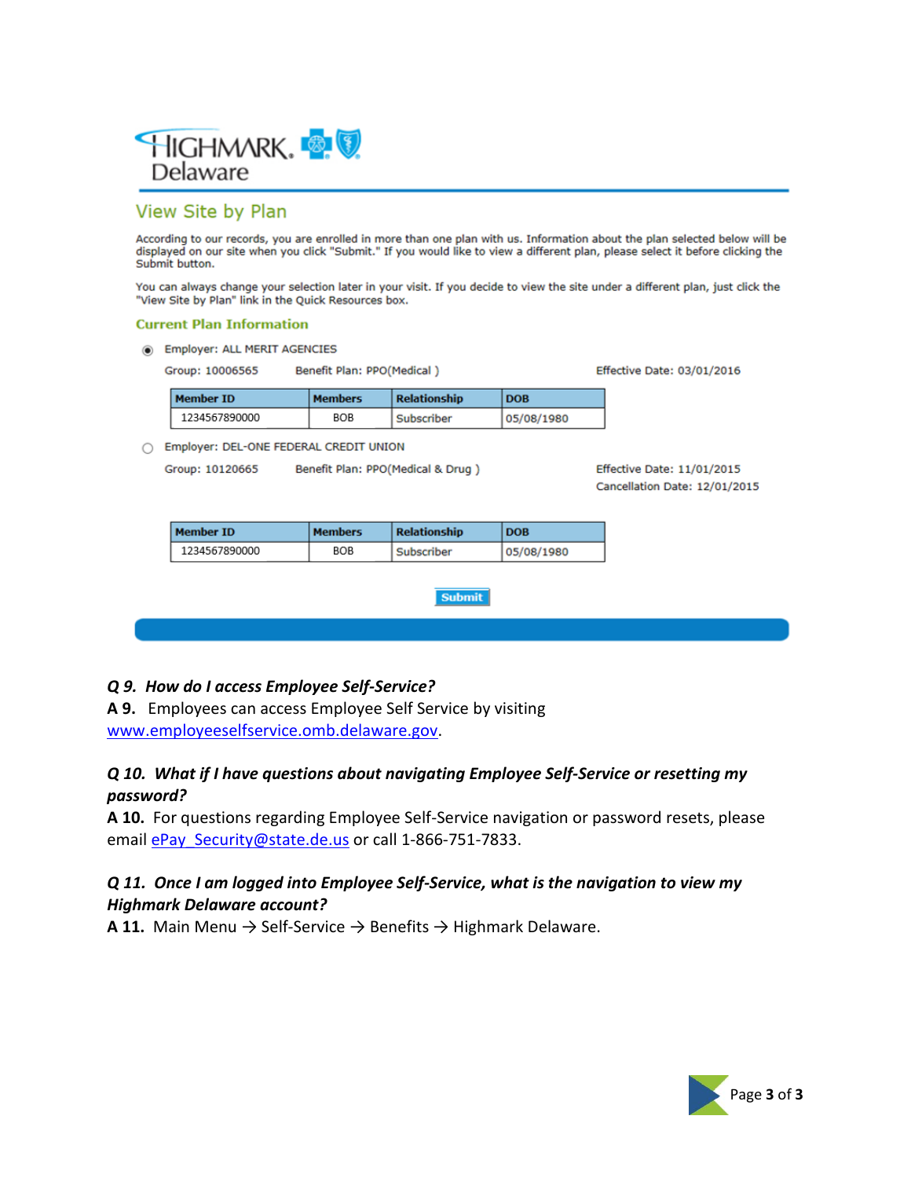HIGHMARK Delaware

## View Site by Plan

According to our records, you are enrolled in more than one plan with us. Information about the plan selected below will be displayed on our site when you click "Submit." If you would like to view a different plan, please select it before clicking the Submit button.

You can always change your selection later in your visit. If you decide to view the site under a different plan, just click the "View Site by Plan" link in the Quick Resources box.

### Current Plan Information

◉ Employer: ALL MERIT AGENCIES

Group: 10006565 Benefit Plan: PPO(Medical ) Effective Date: 03/01/2016

| Member ID | Members | Relationship | DOB |
|---|---|---|---|
| 1234567890000 | BOB | Subscriber | 05/08/1980 |

○ Employer: DEL-ONE FEDERAL CREDIT UNION

Group: 10120665 Benefit Plan: PPO(Medical & Drug ) Effective Date: 11/01/2015
Cancellation Date: 12/01/2015

| Member ID | Members | Relationship | DOB |
|---|---|---|---|
| 1234567890000 | BOB | Subscriber | 05/08/1980 |

Submit

***Q 9. How do I access Employee Self-Service?***

**A 9.** Employees can access Employee Self Service by visiting www.employeeselfservice.omb.delaware.gov.

***Q 10. What if I have questions about navigating Employee Self-Service or resetting my password?***

**A 10.** For questions regarding Employee Self-Service navigation or password resets, please email ePay_Security@state.de.us or call 1-866-751-7833.

***Q 11. Once I am logged into Employee Self-Service, what is the navigation to view my Highmark Delaware account?***

**A 11.** Main Menu → Self-Service → Benefits → Highmark Delaware.